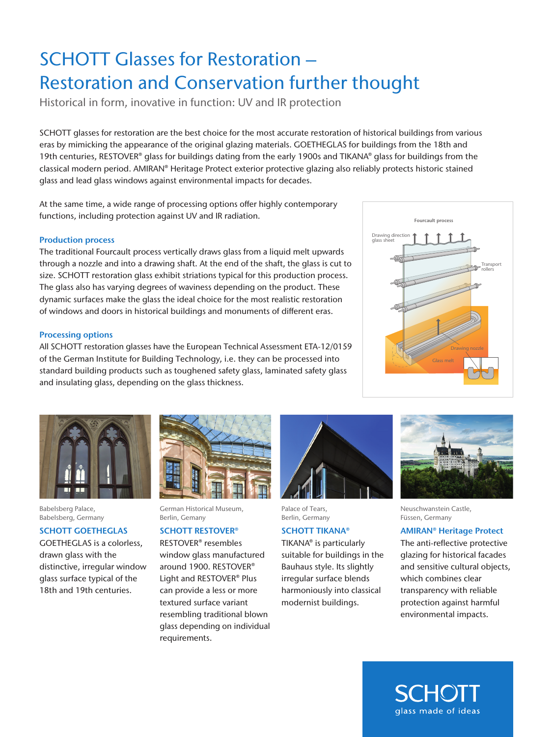# SCHOTT Glasses for Restoration – Restoration and Conservation further thought

Historical in form, inovative in function: UV and IR protection

SCHOTT glasses for restoration are the best choice for the most accurate restoration of historical buildings from various eras by mimicking the appearance of the original glazing materials. GOETHEGLAS for buildings from the 18th and 19th centuries, RESTOVER® glass for buildings dating from the early 1900s and TIKANA® glass for buildings from the classical modern period. AMIRAN® Heritage Protect exterior protective glazing also reliably protects historic stained glass and lead glass windows against environmental impacts for decades.

At the same time, a wide range of processing options offer highly contemporary functions, including protection against UV and IR radiation.

## Production process

The traditional Fourcault process vertically draws glass from a liquid melt upwards through a nozzle and into a drawing shaft. At the end of the shaft, the glass is cut to size. SCHOTT restoration glass exhibit striations typical for this production process. The glass also has varying degrees of waviness depending on the product. These dynamic surfaces make the glass the ideal choice for the most realistic restoration of windows and doors in historical buildings and monuments of different eras.

Fourcault process

Drawing direction glass sheet

Transport rollers

Drawing nozzle

Glass melt

## Processing options

All SCHOTT restoration glasses have the European Technical Assessment ETA-12/0159 of the German Institute for Building Technology, i.e. they can be processed into standard building products such as toughened safety glass, laminated safety glass and insulating glass, depending on the glass thickness.

Babelsberg Palace, Babelsberg, Germany

### SCHOTT GOETHEGLAS

GOETHEGLAS is a colorless, drawn glass with the distinctive, irregular window glass surface typical of the 18th and 19th centuries.

German Historical Museum, Berlin, Gemany

### SCHOTT RESTOVER®

RESTOVER® resembles window glass manufactured around 1900. RESTOVER® Light and RESTOVER® Plus can provide a less or more textured surface variant resembling traditional blown glass depending on individual requirements.

Palace of Tears, Berlin, Germany

### SCHOTT TIKANA®

TIKANA® is particularly suitable for buildings in the Bauhaus style. Its slightly irregular surface blends harmoniously into classical modernist buildings.

Neuschwanstein Castle, Füssen, Germany

### AMIRAN® Heritage Protect

The anti-reflective protective glazing for historical facades and sensitive cultural objects, which combines clear transparency with reliable protection against harmful environmental impacts.

SCHOTT
glass made of ideas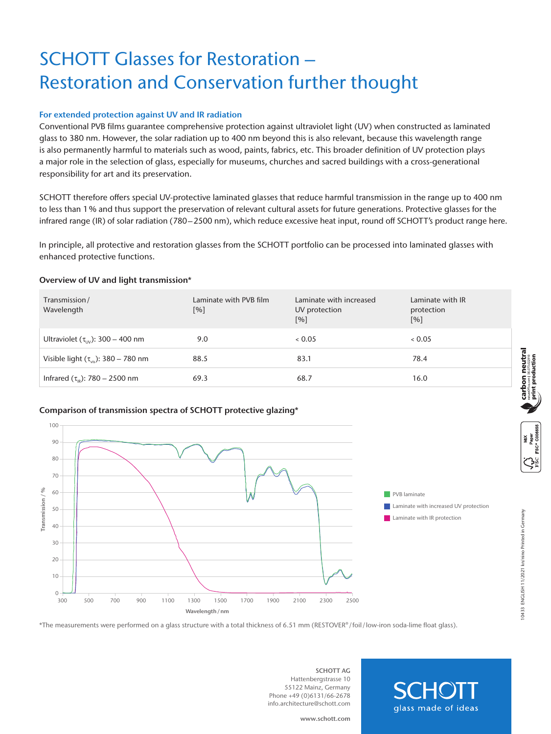# SCHOTT Glasses for Restoration – Restoration and Conservation further thought

### For extended protection against UV and IR radiation

Conventional PVB films guarantee comprehensive protection against ultraviolet light (UV) when constructed as laminated glass to 380 nm. However, the solar radiation up to 400 nm beyond this is also relevant, because this wavelength range is also permanently harmful to materials such as wood, paints, fabrics, etc. This broader definition of UV protection plays a major role in the selection of glass, especially for museums, churches and sacred buildings with a cross-generational responsibility for art and its preservation.

SCHOTT therefore offers special UV-protective laminated glasses that reduce harmful transmission in the range up to 400 nm to less than 1 % and thus support the preservation of relevant cultural assets for future generations. Protective glasses for the infrared range (IR) of solar radiation (780 – 2500 nm), which reduce excessive heat input, round off SCHOTT's product range here.

In principle, all protective and restoration glasses from the SCHOTT portfolio can be processed into laminated glasses with enhanced protective functions.

**Overview of UV and light transmission***

| Transmission / Wavelength | Laminate with PVB film [%] | Laminate with increased UV protection [%] | Laminate with IR protection [%] |
|---|---|---|---|
| Ultraviolet ($\tau_{UV}$): 300 – 400 nm | 9.0 | < 0.05 | < 0.05 |
| Visible light ($\tau_{vis}$): 380 – 780 nm | 88.5 | 83.1 | 78.4 |
| Infrared ($\tau_{IR}$): 780 – 2500 nm | 69.3 | 68.7 | 16.0 |

**Comparison of transmission spectra of SCHOTT protective glazing***

Transmission / %

100
90
80
70
60
50
40
30
20
10
0

300 500 700 900 1100 1300 1500 1700 1900 2100 2300 2500

Wavelength / nm

PVB laminate
Laminate with increased UV protection
Laminate with IR protection

*The measurements were performed on a glass structure with a total thickness of 6.51 mm (RESTOVER® / foil / low-iron soda-lime float glass).

**SCHOTT AG**
Hattenbergstrasse 10
55122 Mainz, Germany
Phone +49 (0)6131/66-2678
info.architecture@schott.com

www.schott.com

SCHOTT
glass made of ideas

10433 ENGLISH 11/2021 kn/nino Printed in Germany